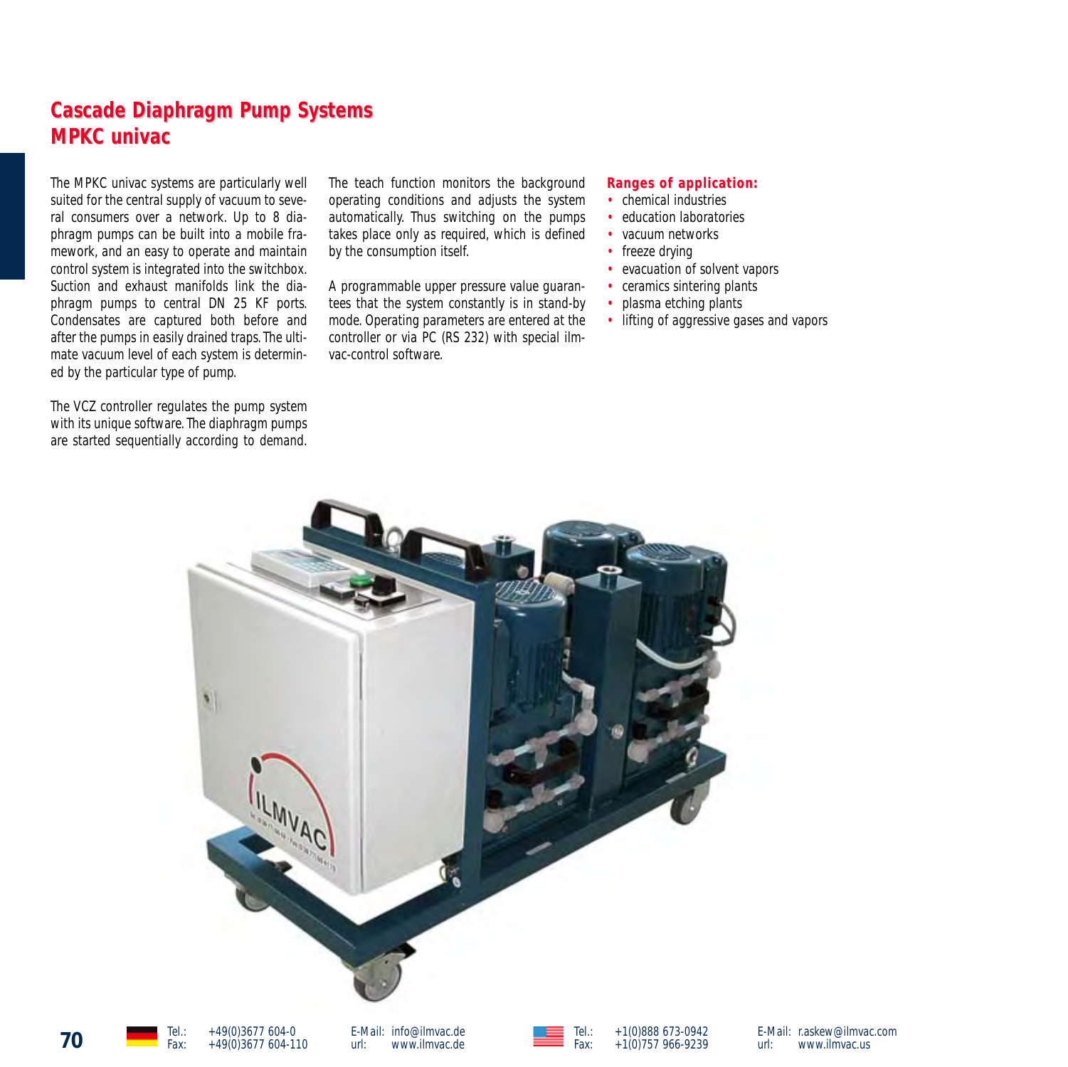# Cascade Diaphragm Pump Systems
# MPKC univac

The MPKC univac systems are particularly well suited for the central supply of vacuum to several consumers over a network. Up to 8 diaphragm pumps can be built into a mobile framework, and an easy to operate and maintain control system is integrated into the switchbox. Suction and exhaust manifolds link the diaphragm pumps to central DN 25 KF ports. Condensates are captured both before and after the pumps in easily drained traps. The ultimate vacuum level of each system is determined by the particular type of pump.

The VCZ controller regulates the pump system with its unique software. The diaphragm pumps are started sequentially according to demand.

The teach function monitors the background operating conditions and adjusts the system automatically. Thus switching on the pumps takes place only as required, which is defined by the consumption itself.

A programmable upper pressure value guarantees that the system constantly is in stand-by mode. Operating parameters are entered at the controller or via PC (RS 232) with special ilmvac-control software.

**Ranges of application:**

- chemical industries
- education laboratories
- vacuum networks
- freeze drying
- evacuation of solvent vapors
- ceramics sintering plants
- plasma etching plants
- lifting of aggressive gases and vapors

Tel.: +49(0)3677 604-0
Fax: +49(0)3677 604-110
E-Mail: info@ilmvac.de
url: www.ilmvac.de

Tel.: +1(0)888 673-0942
Fax: +1(0)757 966-9239
E-Mail: r.askew@ilmvac.com
url: www.ilmvac.us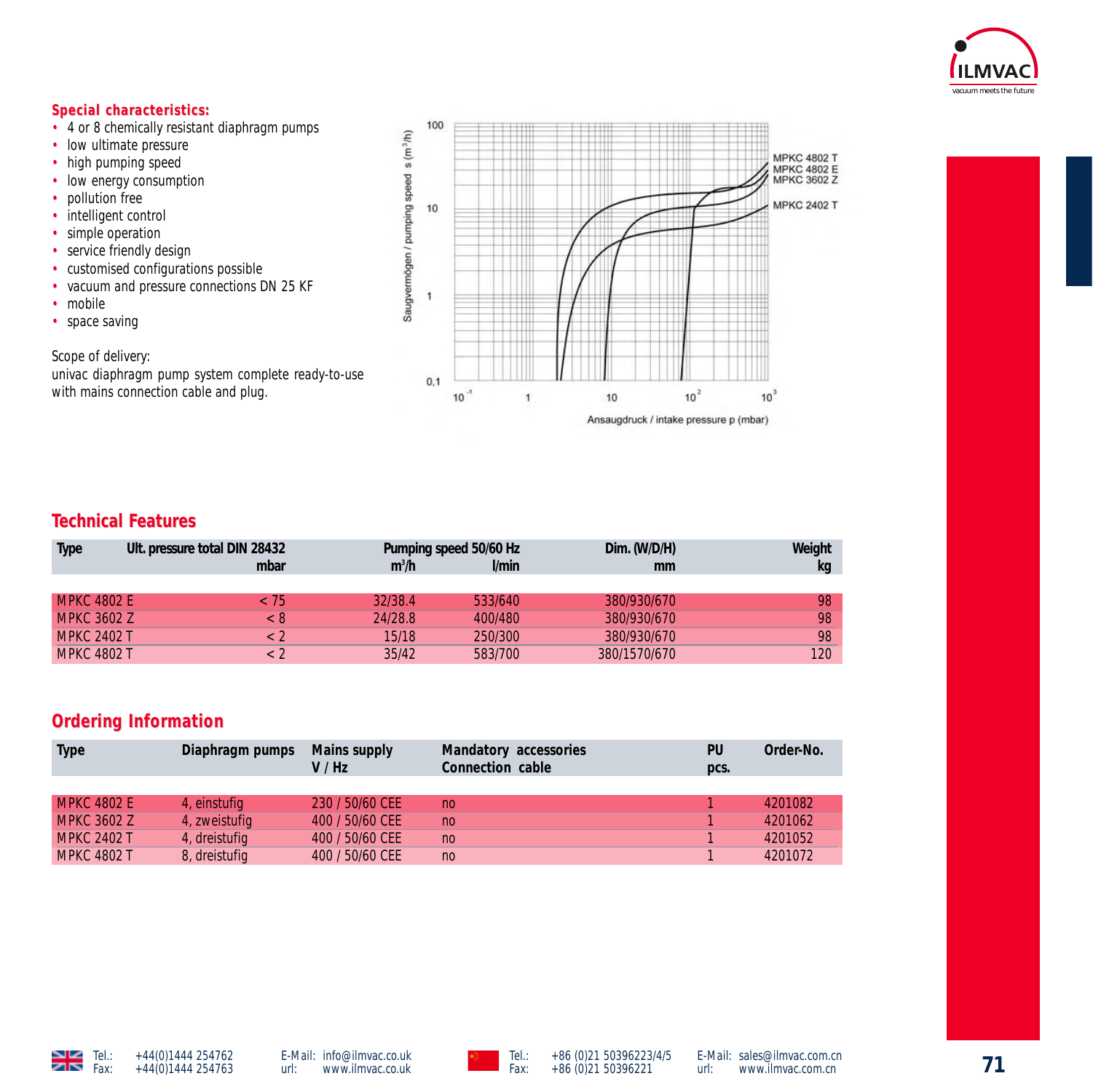## Special characteristics:

- 4 or 8 chemically resistant diaphragm pumps
- low ultimate pressure
- high pumping speed
- low energy consumption
- pollution free
- intelligent control
- simple operation
- service friendly design
- customised configurations possible
- vacuum and pressure connections DN 25 KF
- mobile
- space saving

Scope of delivery:
univac diaphragm pump system complete ready-to-use with mains connection cable and plug.

Saugvermögen / pumping speed s ($m^3/h$)

100
10
1
0,1

$10^{-1}$ 1 10 $10^2$ $10^3$

Ansaugdruck / intake pressure p (mbar)

MPKC 4802 T
MPKC 4802 E
MPKC 3602 Z
MPKC 2402 T

## Technical Features

| Type | Ult. pressure total DIN 28432 mbar | Pumping speed 50/60 Hz $m^3/h$ | l/min | Dim. (W/D/H) mm | Weight kg |
|---|---|---|---|---|---|
| MPKC 4802 E | < 75 | 32/38.4 | 533/640 | 380/930/670 | 98 |
| MPKC 3602 Z | < 8 | 24/28.8 | 400/480 | 380/930/670 | 98 |
| MPKC 2402 T | < 2 | 15/18 | 250/300 | 380/930/670 | 98 |
| MPKC 4802 T | < 2 | 35/42 | 583/700 | 380/1570/670 | 120 |

## Ordering Information

| Type | Diaphragm pumps | Mains supply V / Hz | Mandatory accessories Connection cable | PU pcs. | Order-No. |
|---|---|---|---|---|---|
| MPKC 4802 E | 4, einstufig | 230 / 50/60 CEE | no | 1 | 4201082 |
| MPKC 3602 Z | 4, zweistufig | 400 / 50/60 CEE | no | 1 | 4201062 |
| MPKC 2402 T | 4, dreistufig | 400 / 50/60 CEE | no | 1 | 4201052 |
| MPKC 4802 T | 8, dreistufig | 400 / 50/60 CEE | no | 1 | 4201072 |

Tel.: +44(0)1444 254762
Fax: +44(0)1444 254763
E-Mail: info@ilmvac.co.uk
url: www.ilmvac.co.uk

Tel.: +86 (0)21 50396223/4/5
Fax: +86 (0)21 50396221
E-Mail: sales@ilmvac.com.cn
url: www.ilmvac.com.cn